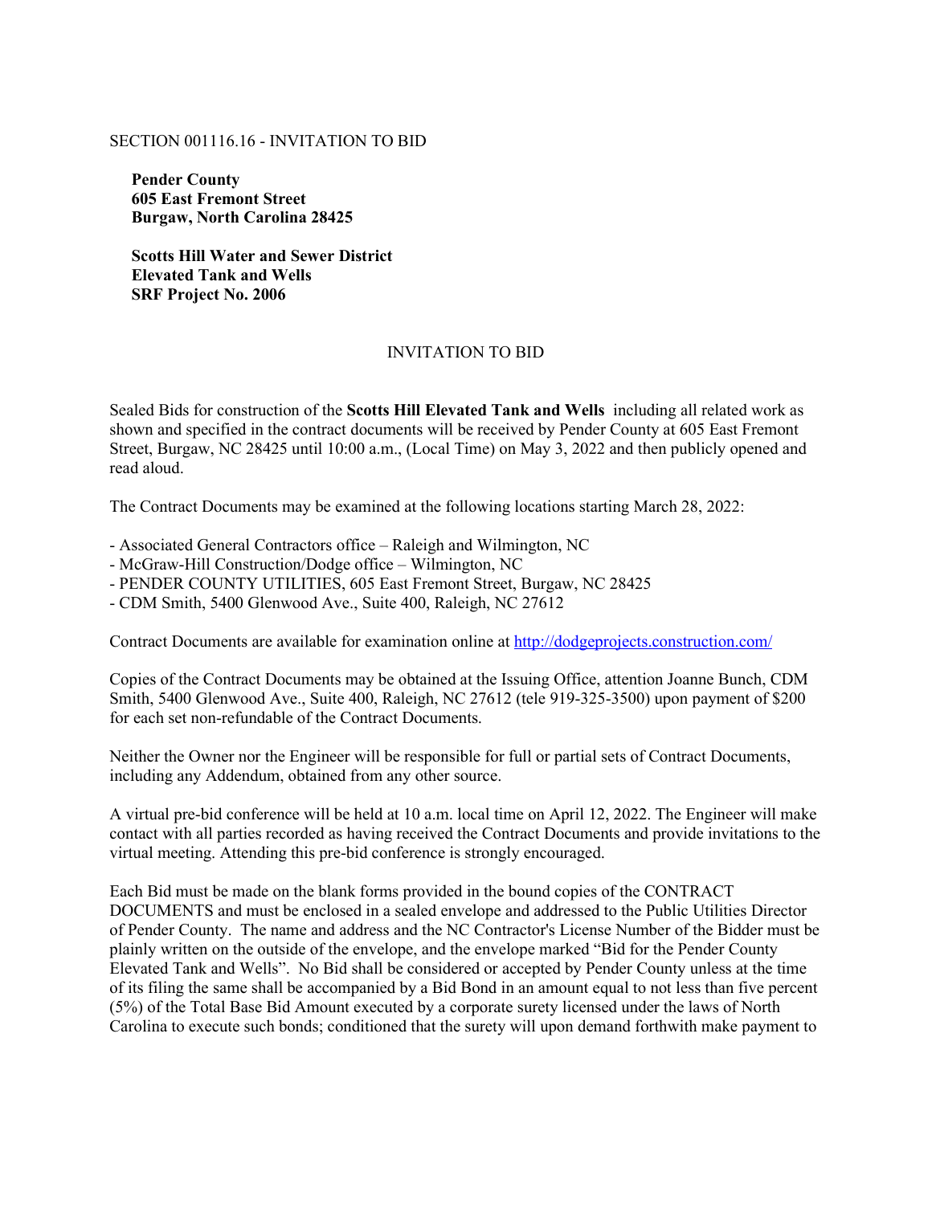SECTION 001116.16 - INVITATION TO BID

**Pender County**
**605 East Fremont Street**
**Burgaw, North Carolina 28425**

**Scotts Hill Water and Sewer District**
**Elevated Tank and Wells**
**SRF Project No. 2006**

## INVITATION TO BID

Sealed Bids for construction of the **Scotts Hill Elevated Tank and Wells** including all related work as shown and specified in the contract documents will be received by Pender County at 605 East Fremont Street, Burgaw, NC 28425 until 10:00 a.m., (Local Time) on May 3, 2022 and then publicly opened and read aloud.

The Contract Documents may be examined at the following locations starting March 28, 2022:

- Associated General Contractors office – Raleigh and Wilmington, NC
- McGraw-Hill Construction/Dodge office – Wilmington, NC
- PENDER COUNTY UTILITIES, 605 East Fremont Street, Burgaw, NC 28425
- CDM Smith, 5400 Glenwood Ave., Suite 400, Raleigh, NC 27612

Contract Documents are available for examination online at http://dodgeprojects.construction.com/

Copies of the Contract Documents may be obtained at the Issuing Office, attention Joanne Bunch, CDM Smith, 5400 Glenwood Ave., Suite 400, Raleigh, NC 27612 (tele 919-325-3500) upon payment of $200 for each set non-refundable of the Contract Documents.

Neither the Owner nor the Engineer will be responsible for full or partial sets of Contract Documents, including any Addendum, obtained from any other source.

A virtual pre-bid conference will be held at 10 a.m. local time on April 12, 2022. The Engineer will make contact with all parties recorded as having received the Contract Documents and provide invitations to the virtual meeting. Attending this pre-bid conference is strongly encouraged.

Each Bid must be made on the blank forms provided in the bound copies of the CONTRACT DOCUMENTS and must be enclosed in a sealed envelope and addressed to the Public Utilities Director of Pender County. The name and address and the NC Contractor's License Number of the Bidder must be plainly written on the outside of the envelope, and the envelope marked "Bid for the Pender County Elevated Tank and Wells". No Bid shall be considered or accepted by Pender County unless at the time of its filing the same shall be accompanied by a Bid Bond in an amount equal to not less than five percent (5%) of the Total Base Bid Amount executed by a corporate surety licensed under the laws of North Carolina to execute such bonds; conditioned that the surety will upon demand forthwith make payment to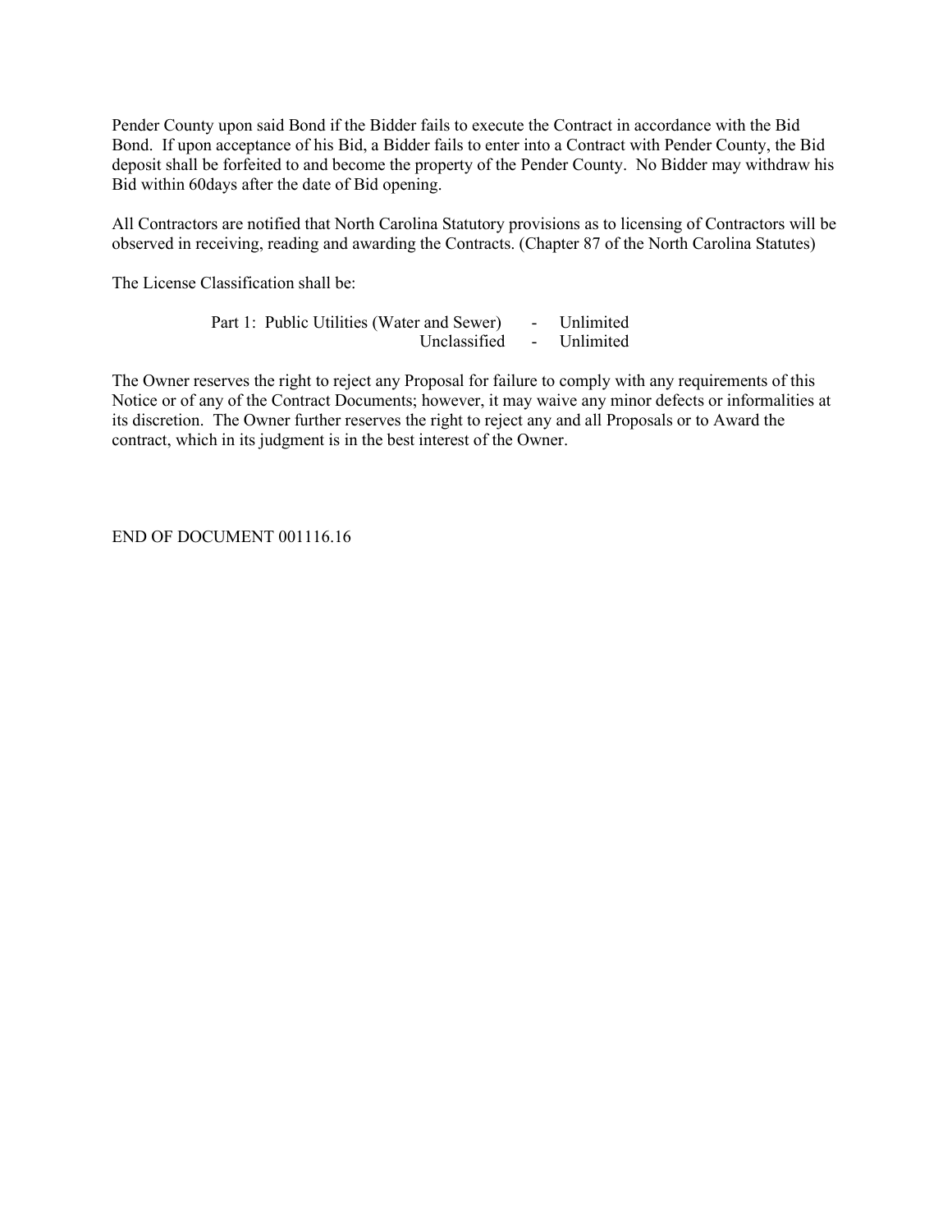Pender County upon said Bond if the Bidder fails to execute the Contract in accordance with the Bid Bond. If upon acceptance of his Bid, a Bidder fails to enter into a Contract with Pender County, the Bid deposit shall be forfeited to and become the property of the Pender County. No Bidder may withdraw his Bid within 60days after the date of Bid opening.

All Contractors are notified that North Carolina Statutory provisions as to licensing of Contractors will be observed in receiving, reading and awarding the Contracts. (Chapter 87 of the North Carolina Statutes)

The License Classification shall be:

| | | |
|---|---|---|
| Part 1: Public Utilities (Water and Sewer) | - | Unlimited |
| Unclassified | - | Unlimited |

The Owner reserves the right to reject any Proposal for failure to comply with any requirements of this Notice or of any of the Contract Documents; however, it may waive any minor defects or informalities at its discretion. The Owner further reserves the right to reject any and all Proposals or to Award the contract, which in its judgment is in the best interest of the Owner.

END OF DOCUMENT 001116.16